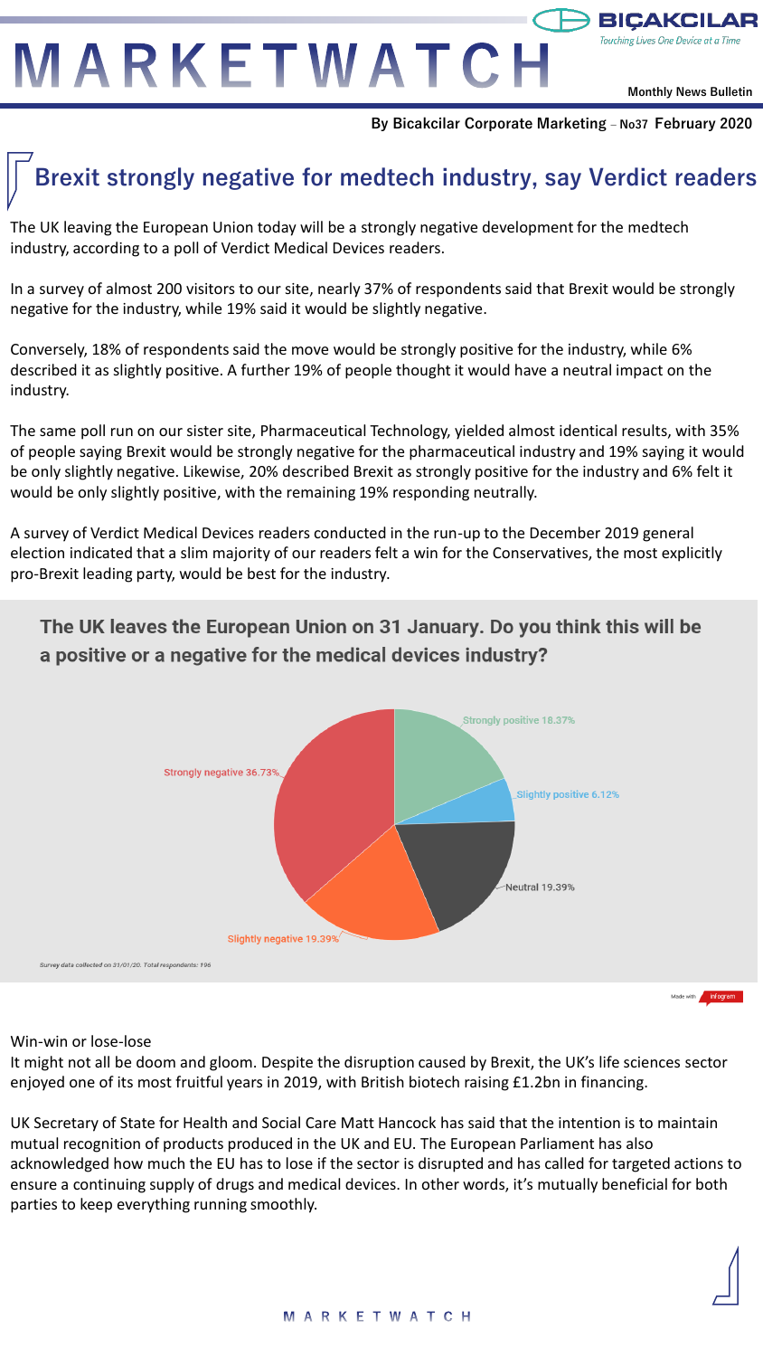# MARKETWATCH

BIÇAKCILAR
Touching Lives One Device at a Time

Monthly News Bulletin

By Bicakcilar Corporate Marketing – No37 February 2020

## Brexit strongly negative for medtech industry, say Verdict readers

The UK leaving the European Union today will be a strongly negative development for the medtech industry, according to a poll of Verdict Medical Devices readers.

In a survey of almost 200 visitors to our site, nearly 37% of respondents said that Brexit would be strongly negative for the industry, while 19% said it would be slightly negative.

Conversely, 18% of respondents said the move would be strongly positive for the industry, while 6% described it as slightly positive. A further 19% of people thought it would have a neutral impact on the industry.

The same poll run on our sister site, Pharmaceutical Technology, yielded almost identical results, with 35% of people saying Brexit would be strongly negative for the pharmaceutical industry and 19% saying it would be only slightly negative. Likewise, 20% described Brexit as strongly positive for the industry and 6% felt it would be only slightly positive, with the remaining 19% responding neutrally.

A survey of Verdict Medical Devices readers conducted in the run-up to the December 2019 general election indicated that a slim majority of our readers felt a win for the Conservatives, the most explicitly pro-Brexit leading party, would be best for the industry.

**The UK leaves the European Union on 31 January. Do you think this will be a positive or a negative for the medical devices industry?**

| Response | Share |
| --- | --- |
| Strongly positive | 18.37% |
| Slightly positive | 6.12% |
| Neutral | 19.39% |
| Slightly negative | 19.39% |
| Strongly negative | 36.73% |

*Survey data collected on 31/01/20. Total respondents: 196*

Made with infogram

Win-win or lose-lose

It might not all be doom and gloom. Despite the disruption caused by Brexit, the UK's life sciences sector enjoyed one of its most fruitful years in 2019, with British biotech raising £1.2bn in financing.

UK Secretary of State for Health and Social Care Matt Hancock has said that the intention is to maintain mutual recognition of products produced in the UK and EU. The European Parliament has also acknowledged how much the EU has to lose if the sector is disrupted and has called for targeted actions to ensure a continuing supply of drugs and medical devices. In other words, it's mutually beneficial for both parties to keep everything running smoothly.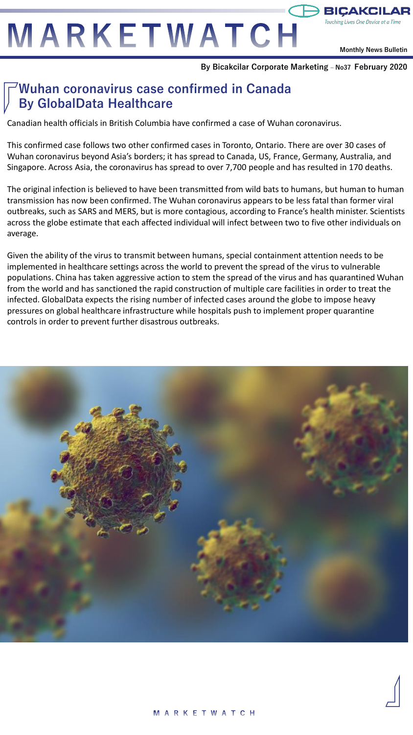## Wuhan coronavirus case confirmed in Canada By GlobalData Healthcare

Canadian health officials in British Columbia have confirmed a case of Wuhan coronavirus.

This confirmed case follows two other confirmed cases in Toronto, Ontario. There are over 30 cases of Wuhan coronavirus beyond Asia's borders; it has spread to Canada, US, France, Germany, Australia, and Singapore. Across Asia, the coronavirus has spread to over 7,700 people and has resulted in 170 deaths.

The original infection is believed to have been transmitted from wild bats to humans, but human to human transmission has now been confirmed. The Wuhan coronavirus appears to be less fatal than former viral outbreaks, such as SARS and MERS, but is more contagious, according to France's health minister. Scientists across the globe estimate that each affected individual will infect between two to five other individuals on average.

Given the ability of the virus to transmit between humans, special containment attention needs to be implemented in healthcare settings across the world to prevent the spread of the virus to vulnerable populations. China has taken aggressive action to stem the spread of the virus and has quarantined Wuhan from the world and has sanctioned the rapid construction of multiple care facilities in order to treat the infected. GlobalData expects the rising number of infected cases around the globe to impose heavy pressures on global healthcare infrastructure while hospitals push to implement proper quarantine controls in order to prevent further disastrous outbreaks.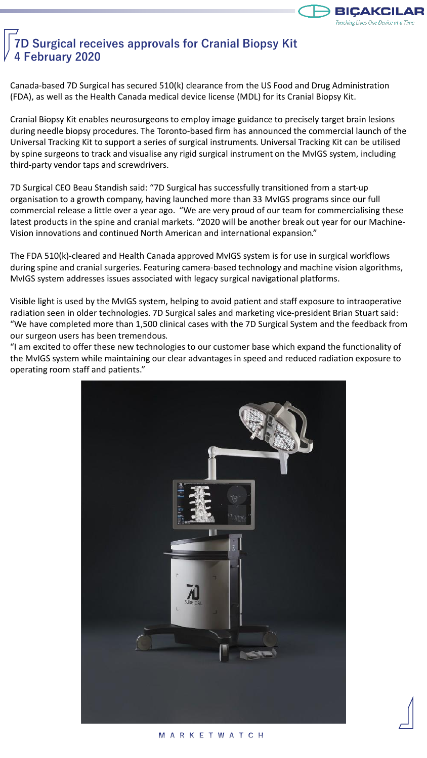# 7D Surgical receives approvals for Cranial Biopsy Kit
## 4 February 2020

Canada-based 7D Surgical has secured 510(k) clearance from the US Food and Drug Administration (FDA), as well as the Health Canada medical device license (MDL) for its Cranial Biopsy Kit.

Cranial Biopsy Kit enables neurosurgeons to employ image guidance to precisely target brain lesions during needle biopsy procedures. The Toronto-based firm has announced the commercial launch of the Universal Tracking Kit to support a series of surgical instruments. Universal Tracking Kit can be utilised by spine surgeons to track and visualise any rigid surgical instrument on the MvIGS system, including third-party vendor taps and screwdrivers.

7D Surgical CEO Beau Standish said: "7D Surgical has successfully transitioned from a start-up organisation to a growth company, having launched more than 33 MvIGS programs since our full commercial release a little over a year ago. "We are very proud of our team for commercialising these latest products in the spine and cranial markets. "2020 will be another break out year for our Machine-Vision innovations and continued North American and international expansion."

The FDA 510(k)-cleared and Health Canada approved MvIGS system is for use in surgical workflows during spine and cranial surgeries. Featuring camera-based technology and machine vision algorithms, MvIGS system addresses issues associated with legacy surgical navigational platforms.

Visible light is used by the MvIGS system, helping to avoid patient and staff exposure to intraoperative radiation seen in older technologies. 7D Surgical sales and marketing vice-president Brian Stuart said: "We have completed more than 1,500 clinical cases with the 7D Surgical System and the feedback from our surgeon users has been tremendous.

"I am excited to offer these new technologies to our customer base which expand the functionality of the MvIGS system while maintaining our clear advantages in speed and reduced radiation exposure to operating room staff and patients."

MARKETWATCH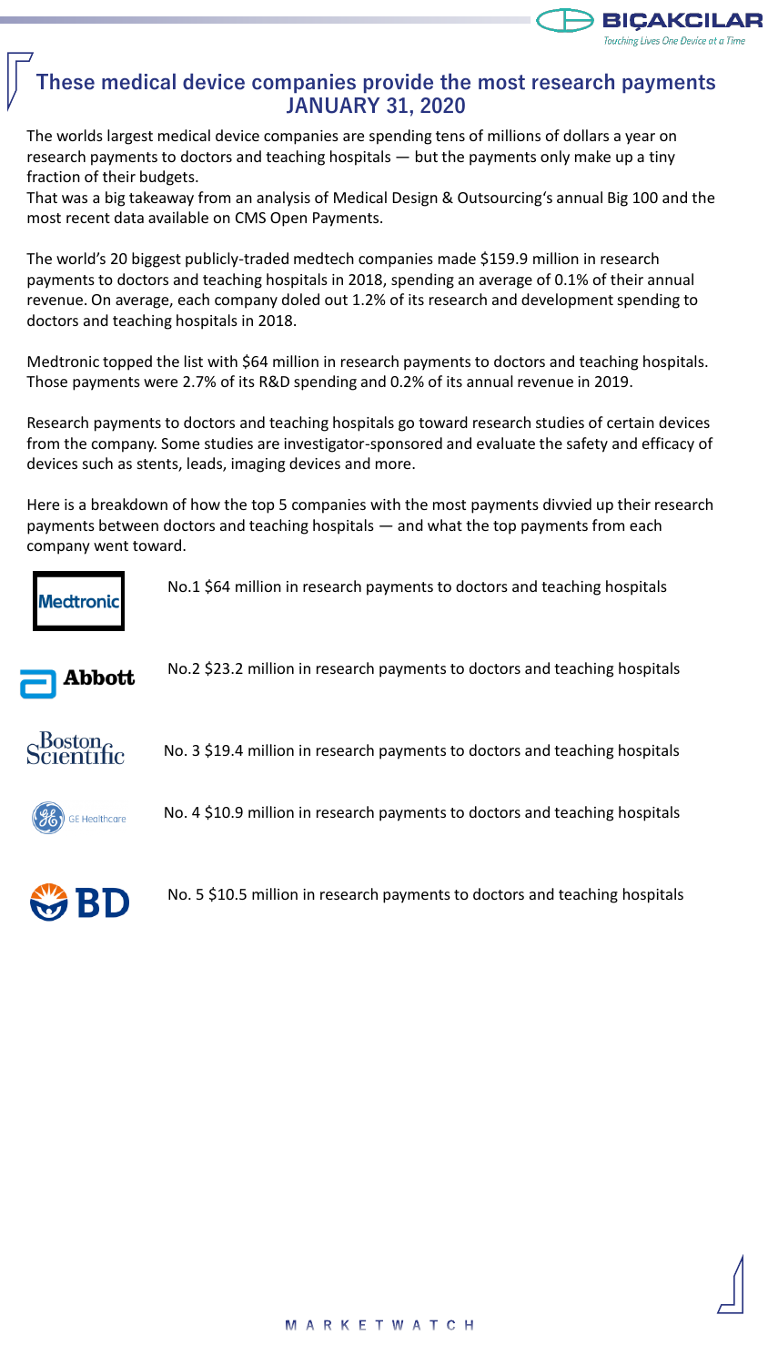## These medical device companies provide the most research payments JANUARY 31, 2020

The worlds largest medical device companies are spending tens of millions of dollars a year on research payments to doctors and teaching hospitals — but the payments only make up a tiny fraction of their budgets.
That was a big takeaway from an analysis of Medical Design & Outsourcing's annual Big 100 and the most recent data available on CMS Open Payments.

The world's 20 biggest publicly-traded medtech companies made $159.9 million in research payments to doctors and teaching hospitals in 2018, spending an average of 0.1% of their annual revenue. On average, each company doled out 1.2% of its research and development spending to doctors and teaching hospitals in 2018.

Medtronic topped the list with $64 million in research payments to doctors and teaching hospitals. Those payments were 2.7% of its R&D spending and 0.2% of its annual revenue in 2019.

Research payments to doctors and teaching hospitals go toward research studies of certain devices from the company. Some studies are investigator-sponsored and evaluate the safety and efficacy of devices such as stents, leads, imaging devices and more.

Here is a breakdown of how the top 5 companies with the most payments divvied up their research payments between doctors and teaching hospitals — and what the top payments from each company went toward.

Medtronic — No.1 $64 million in research payments to doctors and teaching hospitals

Abbott — No.2 $23.2 million in research payments to doctors and teaching hospitals

Boston Scientific — No. 3 $19.4 million in research payments to doctors and teaching hospitals

GE Healthcare — No. 4 $10.9 million in research payments to doctors and teaching hospitals

BD — No. 5 $10.5 million in research payments to doctors and teaching hospitals

MARKETWATCH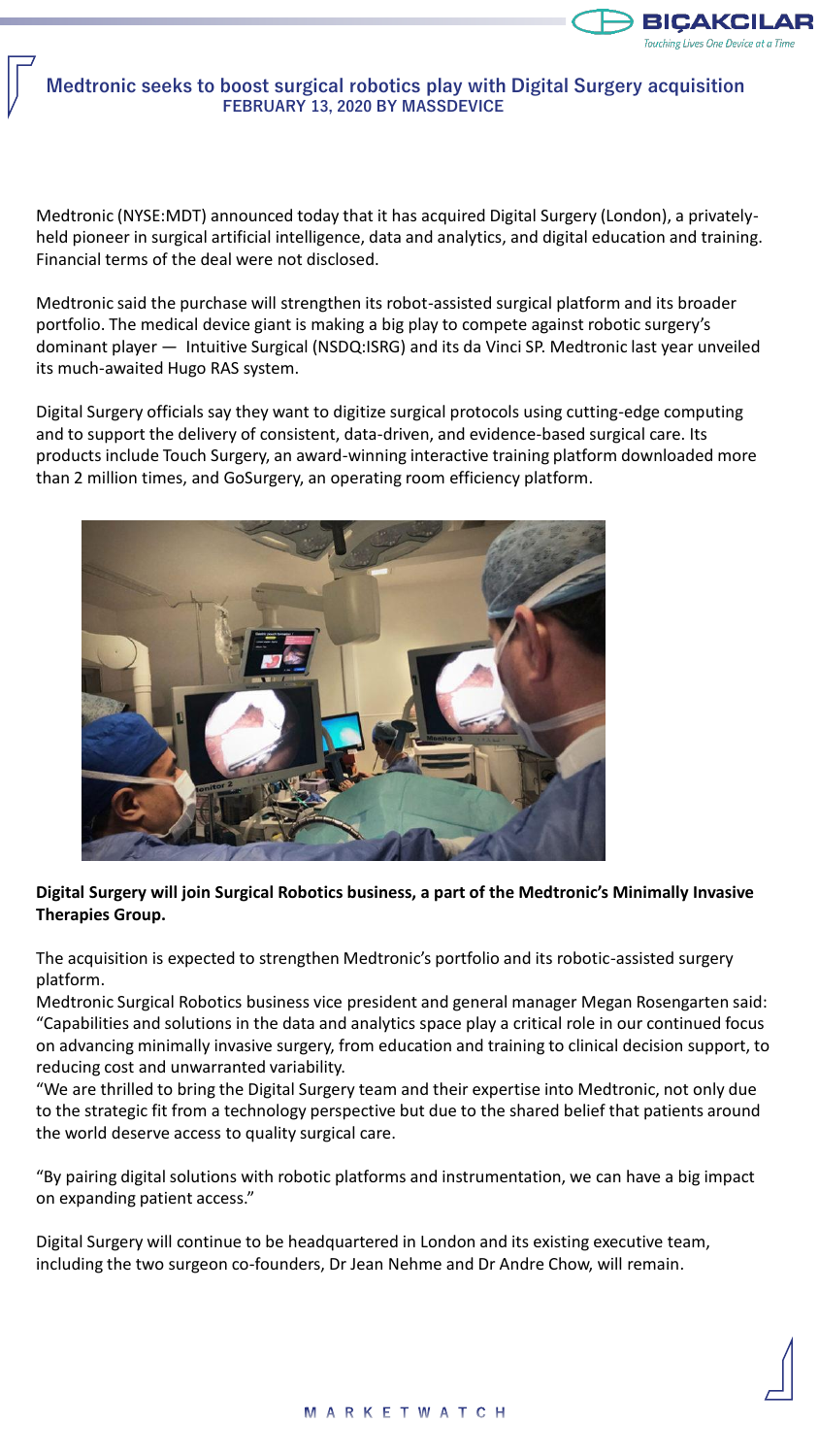## Medtronic seeks to boost surgical robotics play with Digital Surgery acquisition

**FEBRUARY 13, 2020 BY MASSDEVICE**

Medtronic (NYSE:MDT) announced today that it has acquired Digital Surgery (London), a privately-held pioneer in surgical artificial intelligence, data and analytics, and digital education and training. Financial terms of the deal were not disclosed.

Medtronic said the purchase will strengthen its robot-assisted surgical platform and its broader portfolio. The medical device giant is making a big play to compete against robotic surgery's dominant player — Intuitive Surgical (NSDQ:ISRG) and its da Vinci SP. Medtronic last year unveiled its much-awaited Hugo RAS system.

Digital Surgery officials say they want to digitize surgical protocols using cutting-edge computing and to support the delivery of consistent, data-driven, and evidence-based surgical care. Its products include Touch Surgery, an award-winning interactive training platform downloaded more than 2 million times, and GoSurgery, an operating room efficiency platform.

**Digital Surgery will join Surgical Robotics business, a part of the Medtronic's Minimally Invasive Therapies Group.**

The acquisition is expected to strengthen Medtronic's portfolio and its robotic-assisted surgery platform.

Medtronic Surgical Robotics business vice president and general manager Megan Rosengarten said: "Capabilities and solutions in the data and analytics space play a critical role in our continued focus on advancing minimally invasive surgery, from education and training to clinical decision support, to reducing cost and unwarranted variability.

"We are thrilled to bring the Digital Surgery team and their expertise into Medtronic, not only due to the strategic fit from a technology perspective but due to the shared belief that patients around the world deserve access to quality surgical care.

"By pairing digital solutions with robotic platforms and instrumentation, we can have a big impact on expanding patient access."

Digital Surgery will continue to be headquartered in London and its existing executive team, including the two surgeon co-founders, Dr Jean Nehme and Dr Andre Chow, will remain.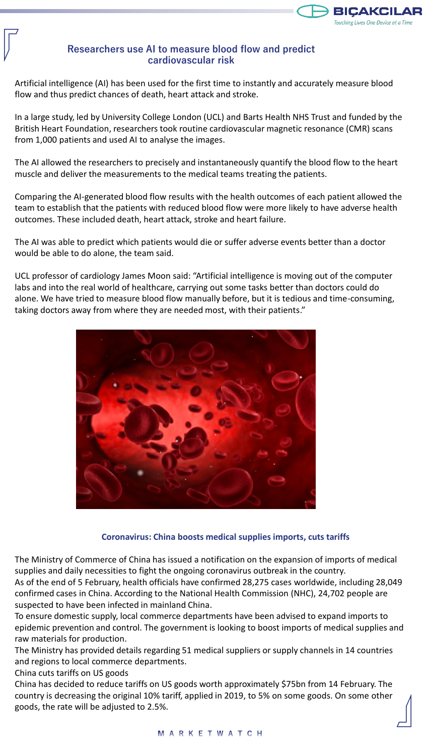## Researchers use AI to measure blood flow and predict cardiovascular risk

Artificial intelligence (AI) has been used for the first time to instantly and accurately measure blood flow and thus predict chances of death, heart attack and stroke.

In a large study, led by University College London (UCL) and Barts Health NHS Trust and funded by the British Heart Foundation, researchers took routine cardiovascular magnetic resonance (CMR) scans from 1,000 patients and used AI to analyse the images.

The AI allowed the researchers to precisely and instantaneously quantify the blood flow to the heart muscle and deliver the measurements to the medical teams treating the patients.

Comparing the AI-generated blood flow results with the health outcomes of each patient allowed the team to establish that the patients with reduced blood flow were more likely to have adverse health outcomes. These included death, heart attack, stroke and heart failure.

The AI was able to predict which patients would die or suffer adverse events better than a doctor would be able to do alone, the team said.

UCL professor of cardiology James Moon said: "Artificial intelligence is moving out of the computer labs and into the real world of healthcare, carrying out some tasks better than doctors could do alone. We have tried to measure blood flow manually before, but it is tedious and time-consuming, taking doctors away from where they are needed most, with their patients."

## Coronavirus: China boosts medical supplies imports, cuts tariffs

The Ministry of Commerce of China has issued a notification on the expansion of imports of medical supplies and daily necessities to fight the ongoing coronavirus outbreak in the country.

As of the end of 5 February, health officials have confirmed 28,275 cases worldwide, including 28,049 confirmed cases in China. According to the National Health Commission (NHC), 24,702 people are suspected to have been infected in mainland China.

To ensure domestic supply, local commerce departments have been advised to expand imports to epidemic prevention and control. The government is looking to boost imports of medical supplies and raw materials for production.

The Ministry has provided details regarding 51 medical suppliers or supply channels in 14 countries and regions to local commerce departments.

China cuts tariffs on US goods

China has decided to reduce tariffs on US goods worth approximately $75bn from 14 February. The country is decreasing the original 10% tariff, applied in 2019, to 5% on some goods. On some other goods, the rate will be adjusted to 2.5%.

MARKETWATCH